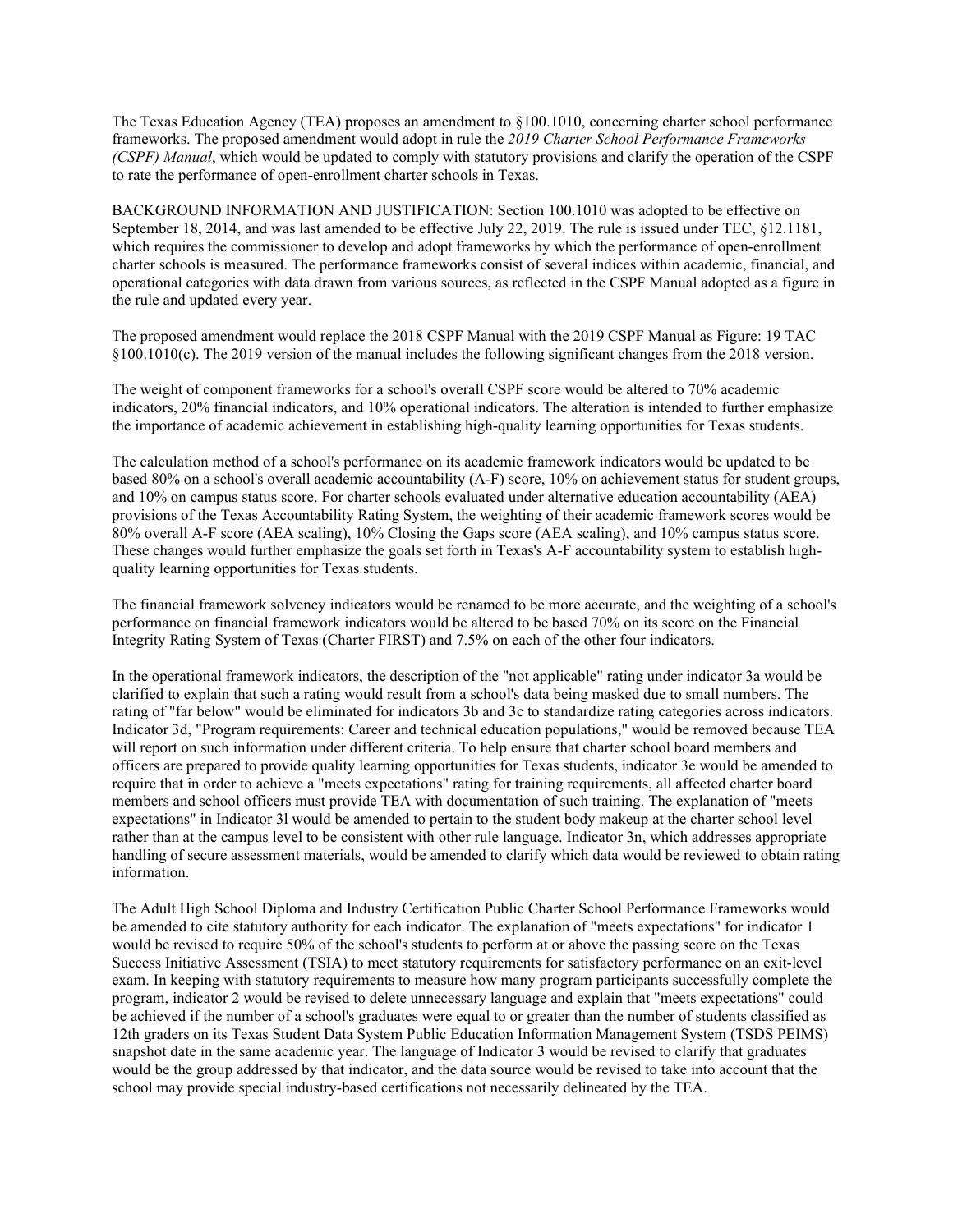The Texas Education Agency (TEA) proposes an amendment to §100.1010, concerning charter school performance frameworks. The proposed amendment would adopt in rule the *2019 Charter School Performance Frameworks (CSPF) Manual*, which would be updated to comply with statutory provisions and clarify the operation of the CSPF to rate the performance of open-enrollment charter schools in Texas.

BACKGROUND INFORMATION AND JUSTIFICATION: Section 100.1010 was adopted to be effective on September 18, 2014, and was last amended to be effective July 22, 2019. The rule is issued under TEC, §12.1181, which requires the commissioner to develop and adopt frameworks by which the performance of open-enrollment charter schools is measured. The performance frameworks consist of several indices within academic, financial, and operational categories with data drawn from various sources, as reflected in the CSPF Manual adopted as a figure in the rule and updated every year.

The proposed amendment would replace the 2018 CSPF Manual with the 2019 CSPF Manual as Figure: 19 TAC §100.1010(c). The 2019 version of the manual includes the following significant changes from the 2018 version.

The weight of component frameworks for a school's overall CSPF score would be altered to 70% academic indicators, 20% financial indicators, and 10% operational indicators. The alteration is intended to further emphasize the importance of academic achievement in establishing high-quality learning opportunities for Texas students.

The calculation method of a school's performance on its academic framework indicators would be updated to be based 80% on a school's overall academic accountability (A-F) score, 10% on achievement status for student groups, and 10% on campus status score. For charter schools evaluated under alternative education accountability (AEA) provisions of the Texas Accountability Rating System, the weighting of their academic framework scores would be 80% overall A-F score (AEA scaling), 10% Closing the Gaps score (AEA scaling), and 10% campus status score. These changes would further emphasize the goals set forth in Texas's A-F accountability system to establish high-quality learning opportunities for Texas students.

The financial framework solvency indicators would be renamed to be more accurate, and the weighting of a school's performance on financial framework indicators would be altered to be based 70% on its score on the Financial Integrity Rating System of Texas (Charter FIRST) and 7.5% on each of the other four indicators.

In the operational framework indicators, the description of the "not applicable" rating under indicator 3a would be clarified to explain that such a rating would result from a school's data being masked due to small numbers. The rating of "far below" would be eliminated for indicators 3b and 3c to standardize rating categories across indicators. Indicator 3d, "Program requirements: Career and technical education populations," would be removed because TEA will report on such information under different criteria. To help ensure that charter school board members and officers are prepared to provide quality learning opportunities for Texas students, indicator 3e would be amended to require that in order to achieve a "meets expectations" rating for training requirements, all affected charter board members and school officers must provide TEA with documentation of such training. The explanation of "meets expectations" in Indicator 3l would be amended to pertain to the student body makeup at the charter school level rather than at the campus level to be consistent with other rule language. Indicator 3n, which addresses appropriate handling of secure assessment materials, would be amended to clarify which data would be reviewed to obtain rating information.

The Adult High School Diploma and Industry Certification Public Charter School Performance Frameworks would be amended to cite statutory authority for each indicator. The explanation of "meets expectations" for indicator 1 would be revised to require 50% of the school's students to perform at or above the passing score on the Texas Success Initiative Assessment (TSIA) to meet statutory requirements for satisfactory performance on an exit-level exam. In keeping with statutory requirements to measure how many program participants successfully complete the program, indicator 2 would be revised to delete unnecessary language and explain that "meets expectations" could be achieved if the number of a school's graduates were equal to or greater than the number of students classified as 12th graders on its Texas Student Data System Public Education Information Management System (TSDS PEIMS) snapshot date in the same academic year. The language of Indicator 3 would be revised to clarify that graduates would be the group addressed by that indicator, and the data source would be revised to take into account that the school may provide special industry-based certifications not necessarily delineated by the TEA.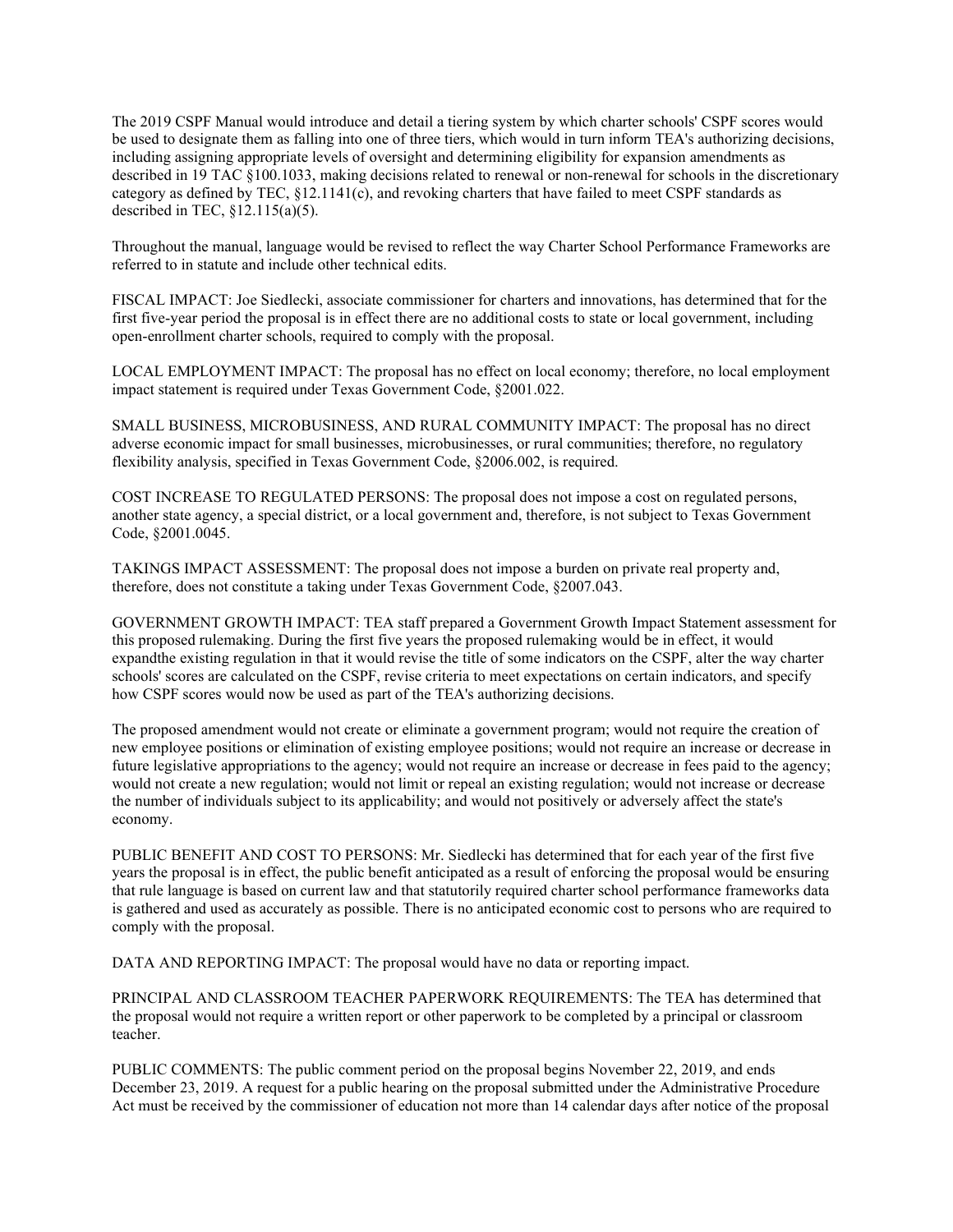The 2019 CSPF Manual would introduce and detail a tiering system by which charter schools' CSPF scores would be used to designate them as falling into one of three tiers, which would in turn inform TEA's authorizing decisions, including assigning appropriate levels of oversight and determining eligibility for expansion amendments as described in 19 TAC §100.1033, making decisions related to renewal or non-renewal for schools in the discretionary category as defined by TEC, §12.1141(c), and revoking charters that have failed to meet CSPF standards as described in TEC, §12.115(a)(5).

Throughout the manual, language would be revised to reflect the way Charter School Performance Frameworks are referred to in statute and include other technical edits.

FISCAL IMPACT: Joe Siedlecki, associate commissioner for charters and innovations, has determined that for the first five-year period the proposal is in effect there are no additional costs to state or local government, including open-enrollment charter schools, required to comply with the proposal.

LOCAL EMPLOYMENT IMPACT: The proposal has no effect on local economy; therefore, no local employment impact statement is required under Texas Government Code, §2001.022.

SMALL BUSINESS, MICROBUSINESS, AND RURAL COMMUNITY IMPACT: The proposal has no direct adverse economic impact for small businesses, microbusinesses, or rural communities; therefore, no regulatory flexibility analysis, specified in Texas Government Code, §2006.002, is required.

COST INCREASE TO REGULATED PERSONS: The proposal does not impose a cost on regulated persons, another state agency, a special district, or a local government and, therefore, is not subject to Texas Government Code, §2001.0045.

TAKINGS IMPACT ASSESSMENT: The proposal does not impose a burden on private real property and, therefore, does not constitute a taking under Texas Government Code, §2007.043.

GOVERNMENT GROWTH IMPACT: TEA staff prepared a Government Growth Impact Statement assessment for this proposed rulemaking. During the first five years the proposed rulemaking would be in effect, it would expandthe existing regulation in that it would revise the title of some indicators on the CSPF, alter the way charter schools' scores are calculated on the CSPF, revise criteria to meet expectations on certain indicators, and specify how CSPF scores would now be used as part of the TEA's authorizing decisions.

The proposed amendment would not create or eliminate a government program; would not require the creation of new employee positions or elimination of existing employee positions; would not require an increase or decrease in future legislative appropriations to the agency; would not require an increase or decrease in fees paid to the agency; would not create a new regulation; would not limit or repeal an existing regulation; would not increase or decrease the number of individuals subject to its applicability; and would not positively or adversely affect the state's economy.

PUBLIC BENEFIT AND COST TO PERSONS: Mr. Siedlecki has determined that for each year of the first five years the proposal is in effect, the public benefit anticipated as a result of enforcing the proposal would be ensuring that rule language is based on current law and that statutorily required charter school performance frameworks data is gathered and used as accurately as possible. There is no anticipated economic cost to persons who are required to comply with the proposal.

DATA AND REPORTING IMPACT: The proposal would have no data or reporting impact.

PRINCIPAL AND CLASSROOM TEACHER PAPERWORK REQUIREMENTS: The TEA has determined that the proposal would not require a written report or other paperwork to be completed by a principal or classroom teacher.

PUBLIC COMMENTS: The public comment period on the proposal begins November 22, 2019, and ends December 23, 2019. A request for a public hearing on the proposal submitted under the Administrative Procedure Act must be received by the commissioner of education not more than 14 calendar days after notice of the proposal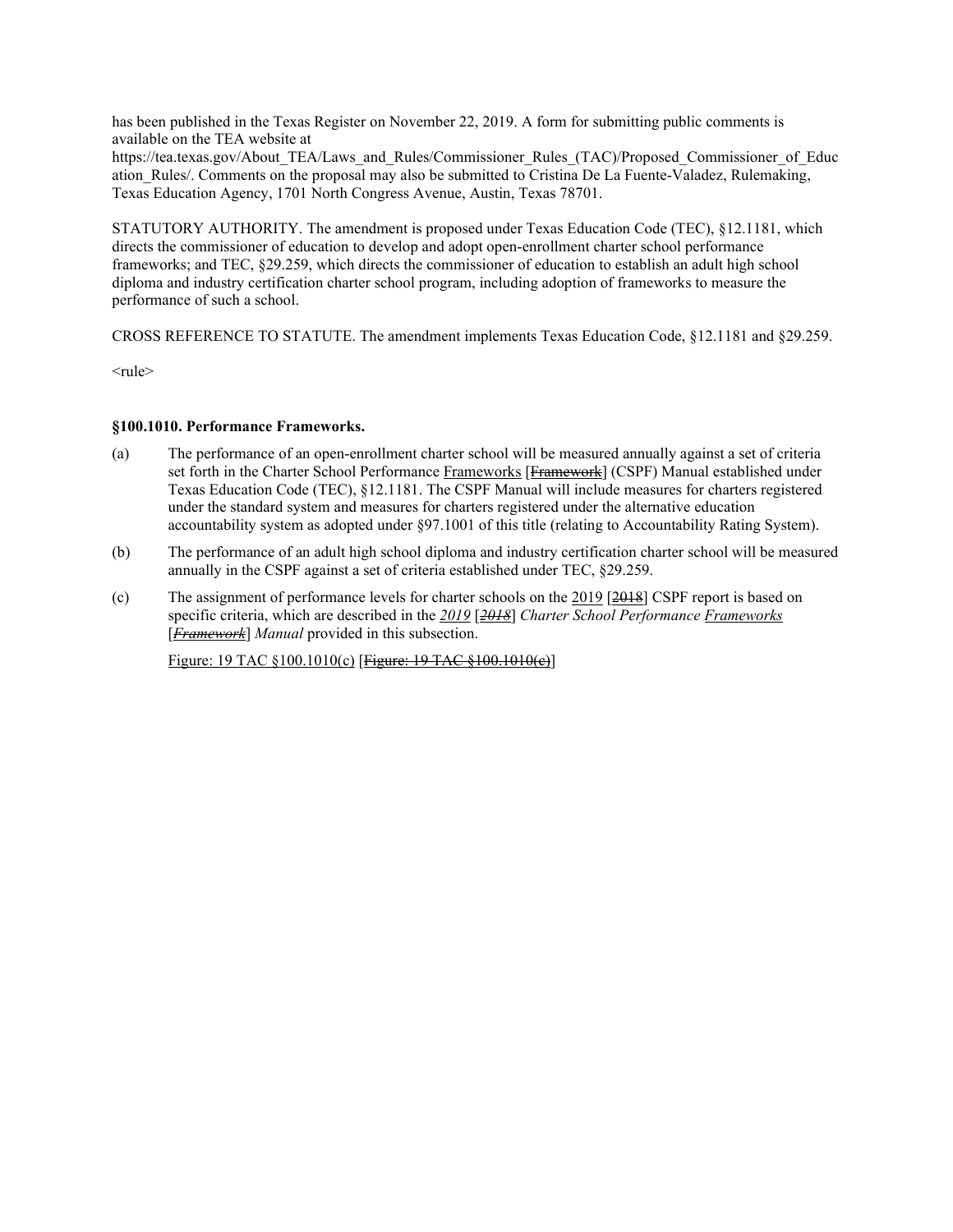has been published in the Texas Register on November 22, 2019. A form for submitting public comments is available on the TEA website at https://tea.texas.gov/About_TEA/Laws_and_Rules/Commissioner_Rules_(TAC)/Proposed_Commissioner_of_Education_Rules/. Comments on the proposal may also be submitted to Cristina De La Fuente-Valadez, Rulemaking, Texas Education Agency, 1701 North Congress Avenue, Austin, Texas 78701.

STATUTORY AUTHORITY. The amendment is proposed under Texas Education Code (TEC), §12.1181, which directs the commissioner of education to develop and adopt open-enrollment charter school performance frameworks; and TEC, §29.259, which directs the commissioner of education to establish an adult high school diploma and industry certification charter school program, including adoption of frameworks to measure the performance of such a school.

CROSS REFERENCE TO STATUTE. The amendment implements Texas Education Code, §12.1181 and §29.259.

<rule>

**§100.1010. Performance Frameworks.**

(a) The performance of an open-enrollment charter school will be measured annually against a set of criteria set forth in the Charter School Performance <u>Frameworks</u> [~~Framework~~] (CSPF) Manual established under Texas Education Code (TEC), §12.1181. The CSPF Manual will include measures for charters registered under the standard system and measures for charters registered under the alternative education accountability system as adopted under §97.1001 of this title (relating to Accountability Rating System).

(b) The performance of an adult high school diploma and industry certification charter school will be measured annually in the CSPF against a set of criteria established under TEC, §29.259.

(c) The assignment of performance levels for charter schools on the <u>2019</u> [~~2018~~] CSPF report is based on specific criteria, which are described in the *<u>2019</u>* [*~~2018~~*] *Charter School Performance <u>Frameworks</u>* [*~~Framework~~*] *Manual* provided in this subsection.

<u>Figure: 19 TAC §100.1010(c)</u> [~~Figure: 19 TAC §100.1010(c)~~]